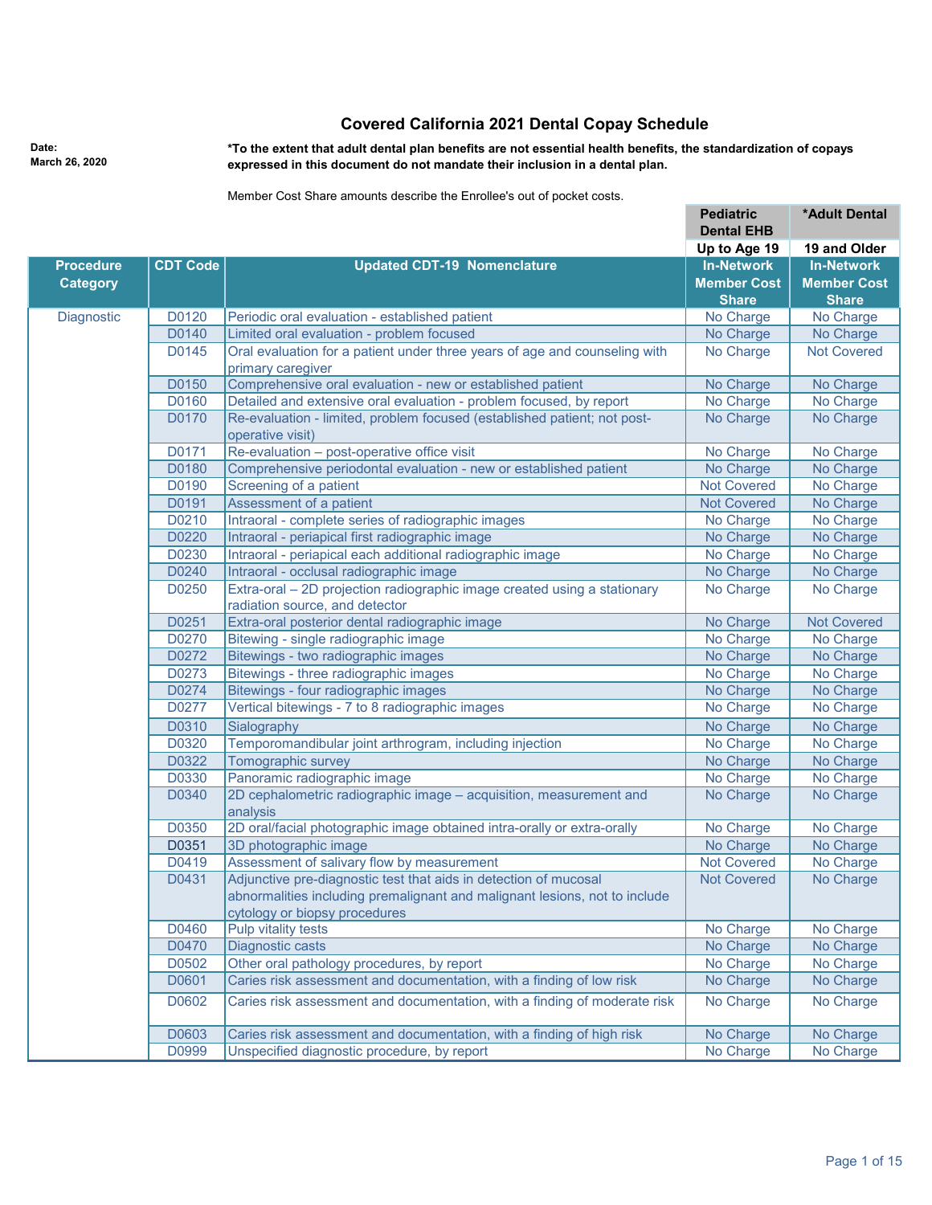# Covered California 2021 Dental Copay Schedule

**Date:**
**March 26, 2020**

***To the extent that adult dental plan benefits are not essential health benefits, the standardization of copays expressed in this document do not mandate their inclusion in a dental plan.**

Member Cost Share amounts describe the Enrollee's out of pocket costs.

| Procedure Category | CDT Code | Updated CDT-19 Nomenclature | Pediatric Dental EHB | *Adult Dental |
|---|---|---|---|---|
| | | | Up to Age 19 | 19 and Older |
| | | | In-Network Member Cost Share | In-Network Member Cost Share |
| Diagnostic | D0120 | Periodic oral evaluation - established patient | No Charge | No Charge |
| | D0140 | Limited oral evaluation - problem focused | No Charge | No Charge |
| | D0145 | Oral evaluation for a patient under three years of age and counseling with primary caregiver | No Charge | Not Covered |
| | D0150 | Comprehensive oral evaluation - new or established patient | No Charge | No Charge |
| | D0160 | Detailed and extensive oral evaluation - problem focused, by report | No Charge | No Charge |
| | D0170 | Re-evaluation - limited, problem focused (established patient; not post-operative visit) | No Charge | No Charge |
| | D0171 | Re-evaluation – post-operative office visit | No Charge | No Charge |
| | D0180 | Comprehensive periodontal evaluation - new or established patient | No Charge | No Charge |
| | D0190 | Screening of a patient | Not Covered | No Charge |
| | D0191 | Assessment of a patient | Not Covered | No Charge |
| | D0210 | Intraoral - complete series of radiographic images | No Charge | No Charge |
| | D0220 | Intraoral - periapical first radiographic image | No Charge | No Charge |
| | D0230 | Intraoral - periapical each additional radiographic image | No Charge | No Charge |
| | D0240 | Intraoral - occlusal radiographic image | No Charge | No Charge |
| | D0250 | Extra-oral – 2D projection radiographic image created using a stationary radiation source, and detector | No Charge | No Charge |
| | D0251 | Extra-oral posterior dental radiographic image | No Charge | Not Covered |
| | D0270 | Bitewing - single radiographic image | No Charge | No Charge |
| | D0272 | Bitewings - two radiographic images | No Charge | No Charge |
| | D0273 | Bitewings - three radiographic images | No Charge | No Charge |
| | D0274 | Bitewings - four radiographic images | No Charge | No Charge |
| | D0277 | Vertical bitewings - 7 to 8 radiographic images | No Charge | No Charge |
| | D0310 | Sialography | No Charge | No Charge |
| | D0320 | Temporomandibular joint arthrogram, including injection | No Charge | No Charge |
| | D0322 | Tomographic survey | No Charge | No Charge |
| | D0330 | Panoramic radiographic image | No Charge | No Charge |
| | D0340 | 2D cephalometric radiographic image – acquisition, measurement and analysis | No Charge | No Charge |
| | D0350 | 2D oral/facial photographic image obtained intra-orally or extra-orally | No Charge | No Charge |
| | D0351 | 3D photographic image | No Charge | No Charge |
| | D0419 | Assessment of salivary flow by measurement | Not Covered | No Charge |
| | D0431 | Adjunctive pre-diagnostic test that aids in detection of mucosal abnormalities including premalignant and malignant lesions, not to include cytology or biopsy procedures | Not Covered | No Charge |
| | D0460 | Pulp vitality tests | No Charge | No Charge |
| | D0470 | Diagnostic casts | No Charge | No Charge |
| | D0502 | Other oral pathology procedures, by report | No Charge | No Charge |
| | D0601 | Caries risk assessment and documentation, with a finding of low risk | No Charge | No Charge |
| | D0602 | Caries risk assessment and documentation, with a finding of moderate risk | No Charge | No Charge |
| | D0603 | Caries risk assessment and documentation, with a finding of high risk | No Charge | No Charge |
| | D0999 | Unspecified diagnostic procedure, by report | No Charge | No Charge |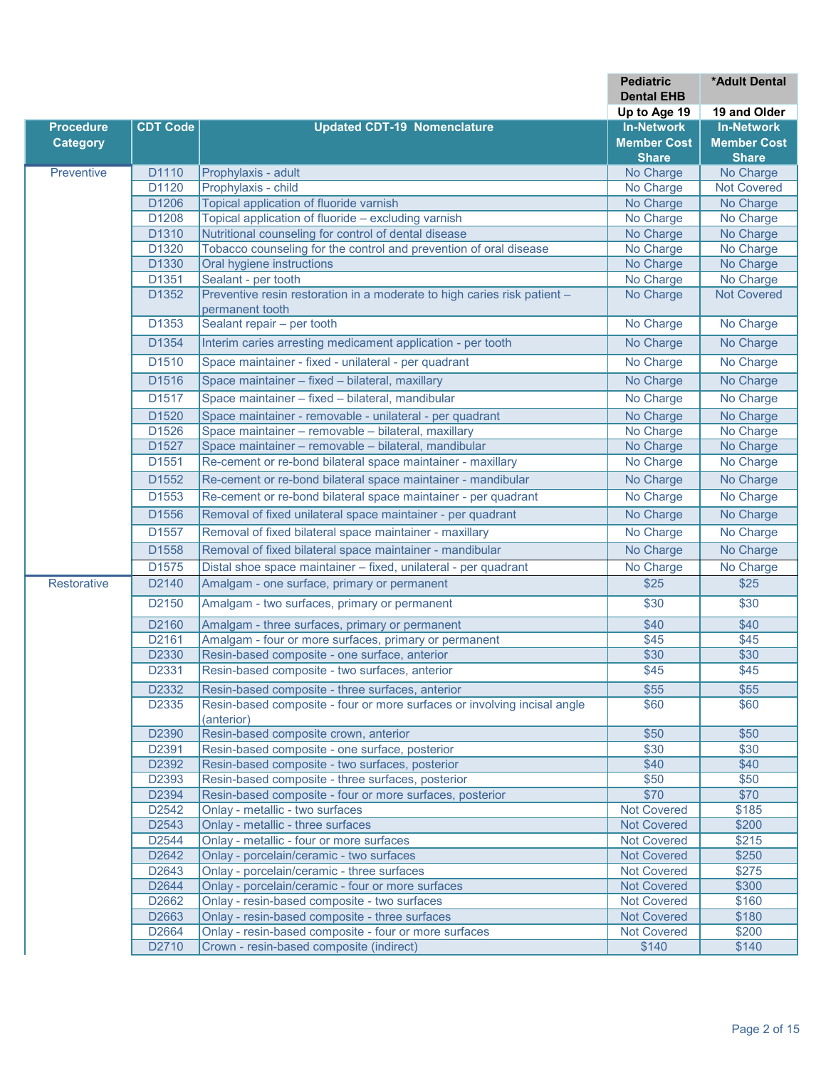| Procedure Category | CDT Code | Updated CDT-19 Nomenclature | Pediatric Dental EHB<br>Up to Age 19<br>In-Network Member Cost Share | *Adult Dental<br>19 and Older<br>In-Network Member Cost Share |
|---|---|---|---|---|
| Preventive | D1110 | Prophylaxis - adult | No Charge | No Charge |
| | D1120 | Prophylaxis - child | No Charge | Not Covered |
| | D1206 | Topical application of fluoride varnish | No Charge | No Charge |
| | D1208 | Topical application of fluoride – excluding varnish | No Charge | No Charge |
| | D1310 | Nutritional counseling for control of dental disease | No Charge | No Charge |
| | D1320 | Tobacco counseling for the control and prevention of oral disease | No Charge | No Charge |
| | D1330 | Oral hygiene instructions | No Charge | No Charge |
| | D1351 | Sealant - per tooth | No Charge | No Charge |
| | D1352 | Preventive resin restoration in a moderate to high caries risk patient – permanent tooth | No Charge | Not Covered |
| | D1353 | Sealant repair – per tooth | No Charge | No Charge |
| | D1354 | Interim caries arresting medicament application - per tooth | No Charge | No Charge |
| | D1510 | Space maintainer - fixed - unilateral - per quadrant | No Charge | No Charge |
| | D1516 | Space maintainer – fixed – bilateral, maxillary | No Charge | No Charge |
| | D1517 | Space maintainer – fixed – bilateral, mandibular | No Charge | No Charge |
| | D1520 | Space maintainer - removable - unilateral - per quadrant | No Charge | No Charge |
| | D1526 | Space maintainer – removable – bilateral, maxillary | No Charge | No Charge |
| | D1527 | Space maintainer – removable – bilateral, mandibular | No Charge | No Charge |
| | D1551 | Re-cement or re-bond bilateral space maintainer - maxillary | No Charge | No Charge |
| | D1552 | Re-cement or re-bond bilateral space maintainer - mandibular | No Charge | No Charge |
| | D1553 | Re-cement or re-bond bilateral space maintainer - per quadrant | No Charge | No Charge |
| | D1556 | Removal of fixed unilateral space maintainer - per quadrant | No Charge | No Charge |
| | D1557 | Removal of fixed bilateral space maintainer - maxillary | No Charge | No Charge |
| | D1558 | Removal of fixed bilateral space maintainer - mandibular | No Charge | No Charge |
| | D1575 | Distal shoe space maintainer – fixed, unilateral - per quadrant | No Charge | No Charge |
| Restorative | D2140 | Amalgam - one surface, primary or permanent | $25 | $25 |
| | D2150 | Amalgam - two surfaces, primary or permanent | $30 | $30 |
| | D2160 | Amalgam - three surfaces, primary or permanent | $40 | $40 |
| | D2161 | Amalgam - four or more surfaces, primary or permanent | $45 | $45 |
| | D2330 | Resin-based composite - one surface, anterior | $30 | $30 |
| | D2331 | Resin-based composite - two surfaces, anterior | $45 | $45 |
| | D2332 | Resin-based composite - three surfaces, anterior | $55 | $55 |
| | D2335 | Resin-based composite - four or more surfaces or involving incisal angle (anterior) | $60 | $60 |
| | D2390 | Resin-based composite crown, anterior | $50 | $50 |
| | D2391 | Resin-based composite - one surface, posterior | $30 | $30 |
| | D2392 | Resin-based composite - two surfaces, posterior | $40 | $40 |
| | D2393 | Resin-based composite - three surfaces, posterior | $50 | $50 |
| | D2394 | Resin-based composite - four or more surfaces, posterior | $70 | $70 |
| | D2542 | Onlay - metallic - two surfaces | Not Covered | $185 |
| | D2543 | Onlay - metallic - three surfaces | Not Covered | $200 |
| | D2544 | Onlay - metallic - four or more surfaces | Not Covered | $215 |
| | D2642 | Onlay - porcelain/ceramic - two surfaces | Not Covered | $250 |
| | D2643 | Onlay - porcelain/ceramic - three surfaces | Not Covered | $275 |
| | D2644 | Onlay - porcelain/ceramic - four or more surfaces | Not Covered | $300 |
| | D2662 | Onlay - resin-based composite - two surfaces | Not Covered | $160 |
| | D2663 | Onlay - resin-based composite - three surfaces | Not Covered | $180 |
| | D2664 | Onlay - resin-based composite - four or more surfaces | Not Covered | $200 |
| | D2710 | Crown - resin-based composite (indirect) | $140 | $140 |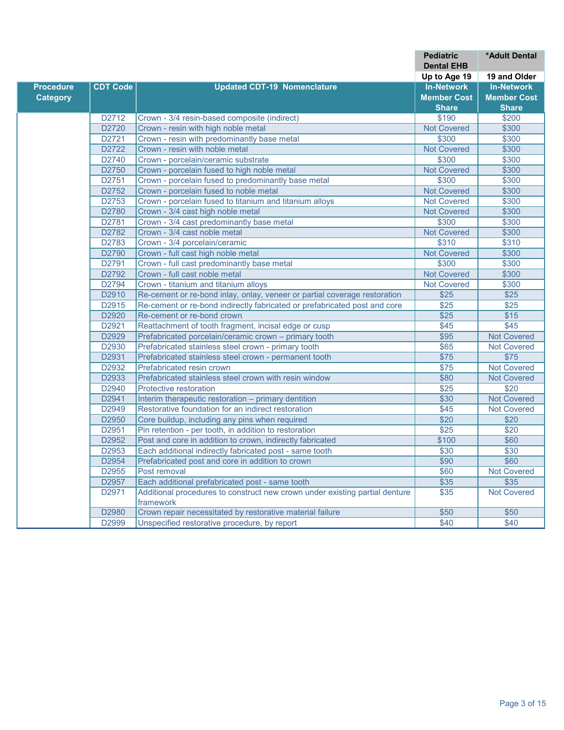| | | | Pediatric Dental EHB | *Adult Dental |
|---|---|---|---|---|
| | | | Up to Age 19 | 19 and Older |
| Procedure Category | CDT Code | Updated CDT-19 Nomenclature | In-Network Member Cost Share | In-Network Member Cost Share |
| | D2712 | Crown - 3/4 resin-based composite (indirect) | $190 | $200 |
| | D2720 | Crown - resin with high noble metal | Not Covered | $300 |
| | D2721 | Crown - resin with predominantly base metal | $300 | $300 |
| | D2722 | Crown - resin with noble metal | Not Covered | $300 |
| | D2740 | Crown - porcelain/ceramic substrate | $300 | $300 |
| | D2750 | Crown - porcelain fused to high noble metal | Not Covered | $300 |
| | D2751 | Crown - porcelain fused to predominantly base metal | $300 | $300 |
| | D2752 | Crown - porcelain fused to noble metal | Not Covered | $300 |
| | D2753 | Crown - porcelain fused to titanium and titanium alloys | Not Covered | $300 |
| | D2780 | Crown - 3/4 cast high noble metal | Not Covered | $300 |
| | D2781 | Crown - 3/4 cast predominantly base metal | $300 | $300 |
| | D2782 | Crown - 3/4 cast noble metal | Not Covered | $300 |
| | D2783 | Crown - 3/4 porcelain/ceramic | $310 | $310 |
| | D2790 | Crown - full cast high noble metal | Not Covered | $300 |
| | D2791 | Crown - full cast predominantly base metal | $300 | $300 |
| | D2792 | Crown - full cast noble metal | Not Covered | $300 |
| | D2794 | Crown - titanium and titanium alloys | Not Covered | $300 |
| | D2910 | Re-cement or re-bond inlay, onlay, veneer or partial coverage restoration | $25 | $25 |
| | D2915 | Re-cement or re-bond indirectly fabricated or prefabricated post and core | $25 | $25 |
| | D2920 | Re-cement or re-bond crown | $25 | $15 |
| | D2921 | Reattachment of tooth fragment, incisal edge or cusp | $45 | $45 |
| | D2929 | Prefabricated porcelain/ceramic crown – primary tooth | $95 | Not Covered |
| | D2930 | Prefabricated stainless steel crown - primary tooth | $65 | Not Covered |
| | D2931 | Prefabricated stainless steel crown - permanent tooth | $75 | $75 |
| | D2932 | Prefabricated resin crown | $75 | Not Covered |
| | D2933 | Prefabricated stainless steel crown with resin window | $80 | Not Covered |
| | D2940 | Protective restoration | $25 | $20 |
| | D2941 | Interim therapeutic restoration – primary dentition | $30 | Not Covered |
| | D2949 | Restorative foundation for an indirect restoration | $45 | Not Covered |
| | D2950 | Core buildup, including any pins when required | $20 | $20 |
| | D2951 | Pin retention - per tooth, in addition to restoration | $25 | $20 |
| | D2952 | Post and core in addition to crown, indirectly fabricated | $100 | $60 |
| | D2953 | Each additional indirectly fabricated post - same tooth | $30 | $30 |
| | D2954 | Prefabricated post and core in addition to crown | $90 | $60 |
| | D2955 | Post removal | $60 | Not Covered |
| | D2957 | Each additional prefabricated post - same tooth | $35 | $35 |
| | D2971 | Additional procedures to construct new crown under existing partial denture framework | $35 | Not Covered |
| | D2980 | Crown repair necessitated by restorative material failure | $50 | $50 |
| | D2999 | Unspecified restorative procedure, by report | $40 | $40 |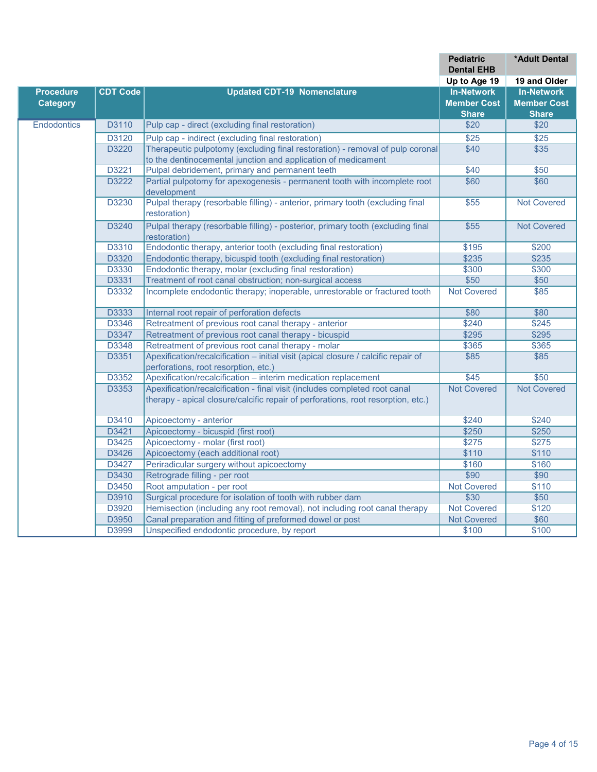| | | | Pediatric Dental EHB | *Adult Dental |
|---|---|---|---|---|
| | | | Up to Age 19 | 19 and Older |
| **Procedure Category** | **CDT Code** | **Updated CDT-19 Nomenclature** | **In-Network Member Cost Share** | **In-Network Member Cost Share** |
| Endodontics | D3110 | Pulp cap - direct (excluding final restoration) | $20 | $20 |
| | D3120 | Pulp cap - indirect (excluding final restoration) | $25 | $25 |
| | D3220 | Therapeutic pulpotomy (excluding final restoration) - removal of pulp coronal to the dentinocemental junction and application of medicament | $40 | $35 |
| | D3221 | Pulpal debridement, primary and permanent teeth | $40 | $50 |
| | D3222 | Partial pulpotomy for apexogenesis - permanent tooth with incomplete root development | $60 | $60 |
| | D3230 | Pulpal therapy (resorbable filling) - anterior, primary tooth (excluding final restoration) | $55 | Not Covered |
| | D3240 | Pulpal therapy (resorbable filling) - posterior, primary tooth (excluding final restoration) | $55 | Not Covered |
| | D3310 | Endodontic therapy, anterior tooth (excluding final restoration) | $195 | $200 |
| | D3320 | Endodontic therapy, bicuspid tooth (excluding final restoration) | $235 | $235 |
| | D3330 | Endodontic therapy, molar (excluding final restoration) | $300 | $300 |
| | D3331 | Treatment of root canal obstruction; non-surgical access | $50 | $50 |
| | D3332 | Incomplete endodontic therapy; inoperable, unrestorable or fractured tooth | Not Covered | $85 |
| | D3333 | Internal root repair of perforation defects | $80 | $80 |
| | D3346 | Retreatment of previous root canal therapy - anterior | $240 | $245 |
| | D3347 | Retreatment of previous root canal therapy - bicuspid | $295 | $295 |
| | D3348 | Retreatment of previous root canal therapy - molar | $365 | $365 |
| | D3351 | Apexification/recalcification – initial visit (apical closure / calcific repair of perforations, root resorption, etc.) | $85 | $85 |
| | D3352 | Apexification/recalcification – interim medication replacement | $45 | $50 |
| | D3353 | Apexification/recalcification - final visit (includes completed root canal therapy - apical closure/calcific repair of perforations, root resorption, etc.) | Not Covered | Not Covered |
| | D3410 | Apicoectomy - anterior | $240 | $240 |
| | D3421 | Apicoectomy - bicuspid (first root) | $250 | $250 |
| | D3425 | Apicoectomy - molar (first root) | $275 | $275 |
| | D3426 | Apicoectomy (each additional root) | $110 | $110 |
| | D3427 | Periradicular surgery without apicoectomy | $160 | $160 |
| | D3430 | Retrograde filling - per root | $90 | $90 |
| | D3450 | Root amputation - per root | Not Covered | $110 |
| | D3910 | Surgical procedure for isolation of tooth with rubber dam | $30 | $50 |
| | D3920 | Hemisection (including any root removal), not including root canal therapy | Not Covered | $120 |
| | D3950 | Canal preparation and fitting of preformed dowel or post | Not Covered | $60 |
| | D3999 | Unspecified endodontic procedure, by report | $100 | $100 |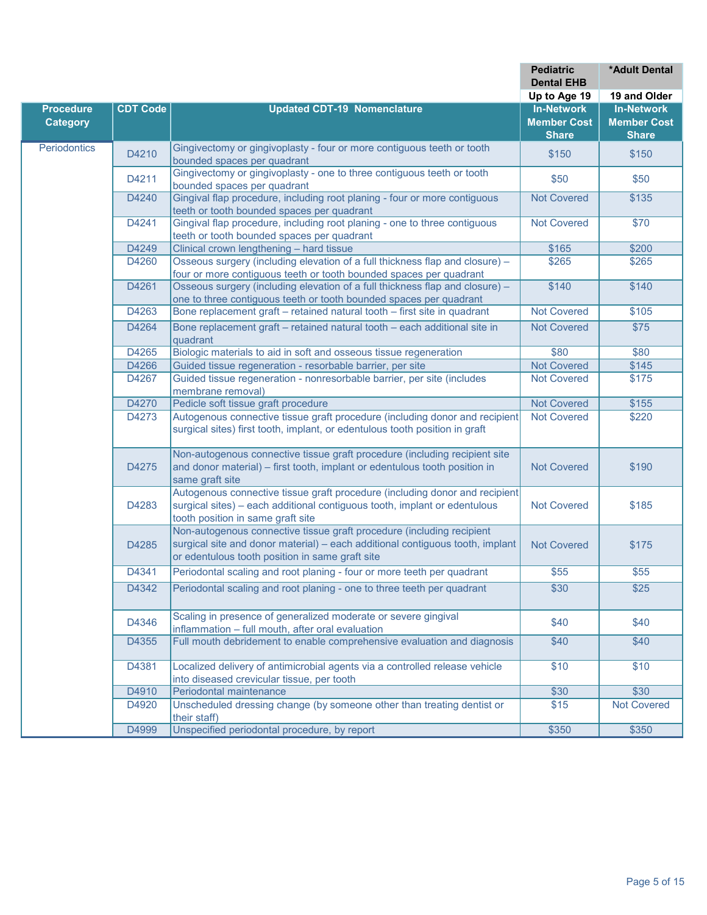| | | | Pediatric Dental EHB | *Adult Dental |
|---|---|---|---|---|
| | | | Up to Age 19 | 19 and Older |
| Procedure Category | CDT Code | Updated CDT-19 Nomenclature | In-Network Member Cost Share | In-Network Member Cost Share |
| Periodontics | D4210 | Gingivectomy or gingivoplasty - four or more contiguous teeth or tooth bounded spaces per quadrant | $150 | $150 |
| | D4211 | Gingivectomy or gingivoplasty - one to three contiguous teeth or tooth bounded spaces per quadrant | $50 | $50 |
| | D4240 | Gingival flap procedure, including root planing - four or more contiguous teeth or tooth bounded spaces per quadrant | Not Covered | $135 |
| | D4241 | Gingival flap procedure, including root planing - one to three contiguous teeth or tooth bounded spaces per quadrant | Not Covered | $70 |
| | D4249 | Clinical crown lengthening – hard tissue | $165 | $200 |
| | D4260 | Osseous surgery (including elevation of a full thickness flap and closure) – four or more contiguous teeth or tooth bounded spaces per quadrant | $265 | $265 |
| | D4261 | Osseous surgery (including elevation of a full thickness flap and closure) – one to three contiguous teeth or tooth bounded spaces per quadrant | $140 | $140 |
| | D4263 | Bone replacement graft – retained natural tooth – first site in quadrant | Not Covered | $105 |
| | D4264 | Bone replacement graft – retained natural tooth – each additional site in quadrant | Not Covered | $75 |
| | D4265 | Biologic materials to aid in soft and osseous tissue regeneration | $80 | $80 |
| | D4266 | Guided tissue regeneration - resorbable barrier, per site | Not Covered | $145 |
| | D4267 | Guided tissue regeneration - nonresorbable barrier, per site (includes membrane removal) | Not Covered | $175 |
| | D4270 | Pedicle soft tissue graft procedure | Not Covered | $155 |
| | D4273 | Autogenous connective tissue graft procedure (including donor and recipient surgical sites) first tooth, implant, or edentulous tooth position in graft | Not Covered | $220 |
| | D4275 | Non-autogenous connective tissue graft procedure (including recipient site and donor material) – first tooth, implant or edentulous tooth position in same graft site | Not Covered | $190 |
| | D4283 | Autogenous connective tissue graft procedure (including donor and recipient surgical sites) – each additional contiguous tooth, implant or edentulous tooth position in same graft site | Not Covered | $185 |
| | D4285 | Non-autogenous connective tissue graft procedure (including recipient surgical site and donor material) – each additional contiguous tooth, implant or edentulous tooth position in same graft site | Not Covered | $175 |
| | D4341 | Periodontal scaling and root planing - four or more teeth per quadrant | $55 | $55 |
| | D4342 | Periodontal scaling and root planing - one to three teeth per quadrant | $30 | $25 |
| | D4346 | Scaling in presence of generalized moderate or severe gingival inflammation – full mouth, after oral evaluation | $40 | $40 |
| | D4355 | Full mouth debridement to enable comprehensive evaluation and diagnosis | $40 | $40 |
| | D4381 | Localized delivery of antimicrobial agents via a controlled release vehicle into diseased crevicular tissue, per tooth | $10 | $10 |
| | D4910 | Periodontal maintenance | $30 | $30 |
| | D4920 | Unscheduled dressing change (by someone other than treating dentist or their staff) | $15 | Not Covered |
| | D4999 | Unspecified periodontal procedure, by report | $350 | $350 |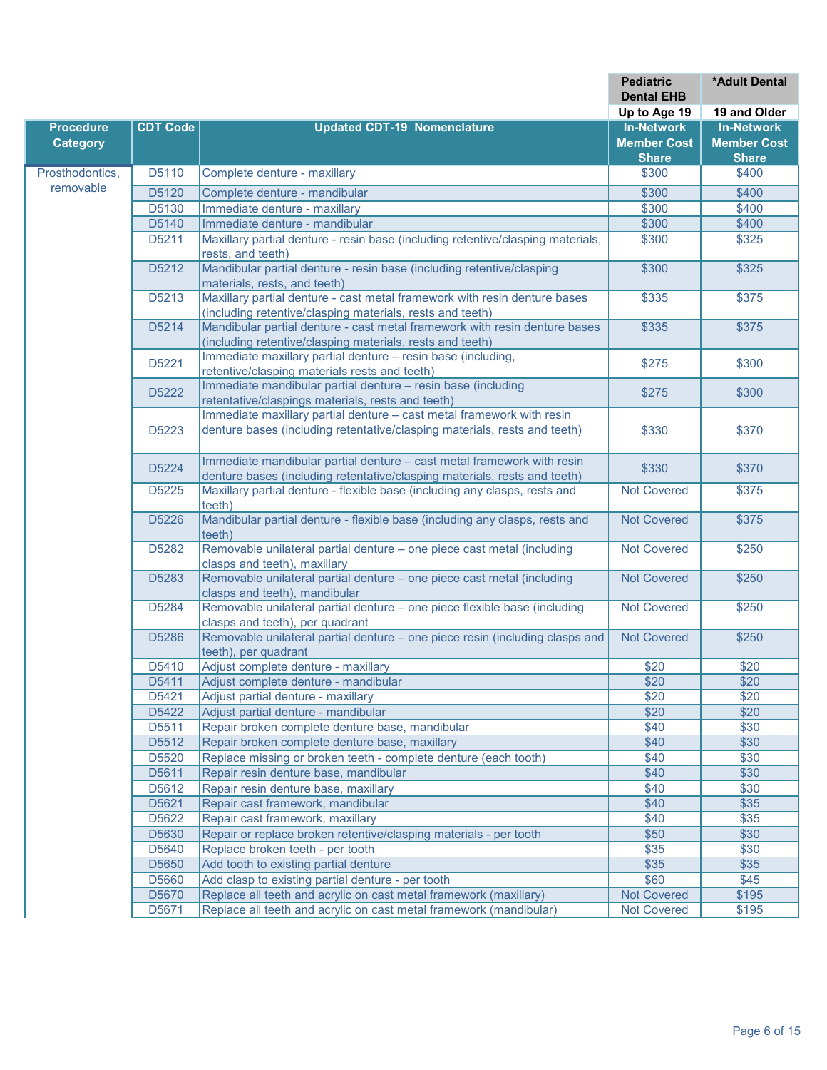| | | | Pediatric Dental EHB | *Adult Dental |
|---|---|---|---|---|
| | | | Up to Age 19 | 19 and Older |
| **Procedure Category** | **CDT Code** | **Updated CDT-19 Nomenclature** | **In-Network Member Cost Share** | **In-Network Member Cost Share** |
| Prosthodontics, removable | D5110 | Complete denture - maxillary | $300 | $400 |
| | D5120 | Complete denture - mandibular | $300 | $400 |
| | D5130 | Immediate denture - maxillary | $300 | $400 |
| | D5140 | Immediate denture - mandibular | $300 | $400 |
| | D5211 | Maxillary partial denture - resin base (including retentive/clasping materials, rests, and teeth) | $300 | $325 |
| | D5212 | Mandibular partial denture - resin base (including retentive/clasping materials, rests, and teeth) | $300 | $325 |
| | D5213 | Maxillary partial denture - cast metal framework with resin denture bases (including retentive/clasping materials, rests and teeth) | $335 | $375 |
| | D5214 | Mandibular partial denture - cast metal framework with resin denture bases (including retentive/clasping materials, rests and teeth) | $335 | $375 |
| | D5221 | Immediate maxillary partial denture – resin base (including, retentive/clasping materials rests and teeth) | $275 | $300 |
| | D5222 | Immediate mandibular partial denture – resin base (including retentative/claspings materials, rests and teeth) | $275 | $300 |
| | D5223 | Immediate maxillary partial denture – cast metal framework with resin denture bases (including retentative/clasping materials, rests and teeth) | $330 | $370 |
| | D5224 | Immediate mandibular partial denture – cast metal framework with resin denture bases (including retentative/clasping materials, rests and teeth) | $330 | $370 |
| | D5225 | Maxillary partial denture - flexible base (including any clasps, rests and teeth) | Not Covered | $375 |
| | D5226 | Mandibular partial denture - flexible base (including any clasps, rests and teeth) | Not Covered | $375 |
| | D5282 | Removable unilateral partial denture – one piece cast metal (including clasps and teeth), maxillary | Not Covered | $250 |
| | D5283 | Removable unilateral partial denture – one piece cast metal (including clasps and teeth), mandibular | Not Covered | $250 |
| | D5284 | Removable unilateral partial denture – one piece flexible base (including clasps and teeth), per quadrant | Not Covered | $250 |
| | D5286 | Removable unilateral partial denture – one piece resin (including clasps and teeth), per quadrant | Not Covered | $250 |
| | D5410 | Adjust complete denture - maxillary | $20 | $20 |
| | D5411 | Adjust complete denture - mandibular | $20 | $20 |
| | D5421 | Adjust partial denture - maxillary | $20 | $20 |
| | D5422 | Adjust partial denture - mandibular | $20 | $20 |
| | D5511 | Repair broken complete denture base, mandibular | $40 | $30 |
| | D5512 | Repair broken complete denture base, maxillary | $40 | $30 |
| | D5520 | Replace missing or broken teeth - complete denture (each tooth) | $40 | $30 |
| | D5611 | Repair resin denture base, mandibular | $40 | $30 |
| | D5612 | Repair resin denture base, maxillary | $40 | $30 |
| | D5621 | Repair cast framework, mandibular | $40 | $35 |
| | D5622 | Repair cast framework, maxillary | $40 | $35 |
| | D5630 | Repair or replace broken retentive/clasping materials - per tooth | $50 | $30 |
| | D5640 | Replace broken teeth - per tooth | $35 | $30 |
| | D5650 | Add tooth to existing partial denture | $35 | $35 |
| | D5660 | Add clasp to existing partial denture - per tooth | $60 | $45 |
| | D5670 | Replace all teeth and acrylic on cast metal framework (maxillary) | Not Covered | $195 |
| | D5671 | Replace all teeth and acrylic on cast metal framework (mandibular) | Not Covered | $195 |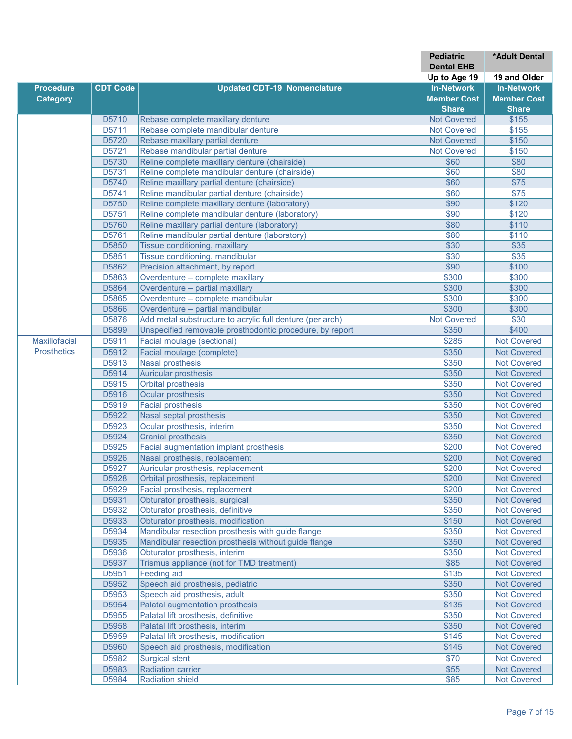| Procedure Category | CDT Code | Updated CDT-19 Nomenclature | Pediatric Dental EHB Up to Age 19 In-Network Member Cost Share | *Adult Dental 19 and Older In-Network Member Cost Share |
|---|---|---|---|---|
| | D5710 | Rebase complete maxillary denture | Not Covered | $155 |
| | D5711 | Rebase complete mandibular denture | Not Covered | $155 |
| | D5720 | Rebase maxillary partial denture | Not Covered | $150 |
| | D5721 | Rebase mandibular partial denture | Not Covered | $150 |
| | D5730 | Reline complete maxillary denture (chairside) | $60 | $80 |
| | D5731 | Reline complete mandibular denture (chairside) | $60 | $80 |
| | D5740 | Reline maxillary partial denture (chairside) | $60 | $75 |
| | D5741 | Reline mandibular partial denture (chairside) | $60 | $75 |
| | D5750 | Reline complete maxillary denture (laboratory) | $90 | $120 |
| | D5751 | Reline complete mandibular denture (laboratory) | $90 | $120 |
| | D5760 | Reline maxillary partial denture (laboratory) | $80 | $110 |
| | D5761 | Reline mandibular partial denture (laboratory) | $80 | $110 |
| | D5850 | Tissue conditioning, maxillary | $30 | $35 |
| | D5851 | Tissue conditioning, mandibular | $30 | $35 |
| | D5862 | Precision attachment, by report | $90 | $100 |
| | D5863 | Overdenture – complete maxillary | $300 | $300 |
| | D5864 | Overdenture – partial maxillary | $300 | $300 |
| | D5865 | Overdenture – complete mandibular | $300 | $300 |
| | D5866 | Overdenture – partial mandibular | $300 | $300 |
| | D5876 | Add metal substructure to acrylic full denture (per arch) | Not Covered | $30 |
| | D5899 | Unspecified removable prosthodontic procedure, by report | $350 | $400 |
| Maxillofacial Prosthetics | D5911 | Facial moulage (sectional) | $285 | Not Covered |
| | D5912 | Facial moulage (complete) | $350 | Not Covered |
| | D5913 | Nasal prosthesis | $350 | Not Covered |
| | D5914 | Auricular prosthesis | $350 | Not Covered |
| | D5915 | Orbital prosthesis | $350 | Not Covered |
| | D5916 | Ocular prosthesis | $350 | Not Covered |
| | D5919 | Facial prosthesis | $350 | Not Covered |
| | D5922 | Nasal septal prosthesis | $350 | Not Covered |
| | D5923 | Ocular prosthesis, interim | $350 | Not Covered |
| | D5924 | Cranial prosthesis | $350 | Not Covered |
| | D5925 | Facial augmentation implant prosthesis | $200 | Not Covered |
| | D5926 | Nasal prosthesis, replacement | $200 | Not Covered |
| | D5927 | Auricular prosthesis, replacement | $200 | Not Covered |
| | D5928 | Orbital prosthesis, replacement | $200 | Not Covered |
| | D5929 | Facial prosthesis, replacement | $200 | Not Covered |
| | D5931 | Obturator prosthesis, surgical | $350 | Not Covered |
| | D5932 | Obturator prosthesis, definitive | $350 | Not Covered |
| | D5933 | Obturator prosthesis, modification | $150 | Not Covered |
| | D5934 | Mandibular resection prosthesis with guide flange | $350 | Not Covered |
| | D5935 | Mandibular resection prosthesis without guide flange | $350 | Not Covered |
| | D5936 | Obturator prosthesis, interim | $350 | Not Covered |
| | D5937 | Trismus appliance (not for TMD treatment) | $85 | Not Covered |
| | D5951 | Feeding aid | $135 | Not Covered |
| | D5952 | Speech aid prosthesis, pediatric | $350 | Not Covered |
| | D5953 | Speech aid prosthesis, adult | $350 | Not Covered |
| | D5954 | Palatal augmentation prosthesis | $135 | Not Covered |
| | D5955 | Palatal lift prosthesis, definitive | $350 | Not Covered |
| | D5958 | Palatal lift prosthesis, interim | $350 | Not Covered |
| | D5959 | Palatal lift prosthesis, modification | $145 | Not Covered |
| | D5960 | Speech aid prosthesis, modification | $145 | Not Covered |
| | D5982 | Surgical stent | $70 | Not Covered |
| | D5983 | Radiation carrier | $55 | Not Covered |
| | D5984 | Radiation shield | $85 | Not Covered |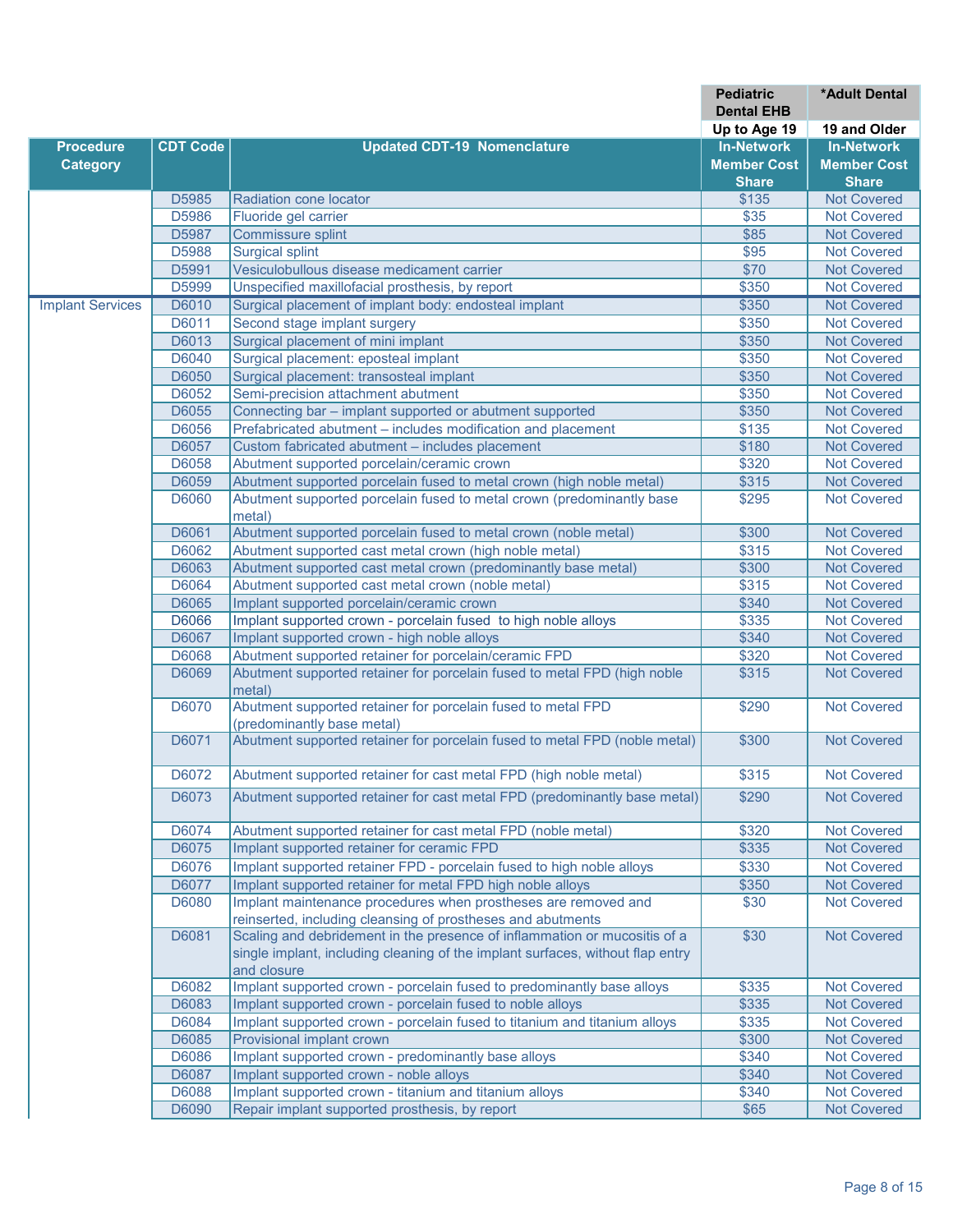| Procedure Category | CDT Code | Updated CDT-19 Nomenclature | Pediatric Dental EHB Up to Age 19 In-Network Member Cost Share | *Adult Dental 19 and Older In-Network Member Cost Share |
|---|---|---|---|---|
| | D5985 | Radiation cone locator | $135 | Not Covered |
| | D5986 | Fluoride gel carrier | $35 | Not Covered |
| | D5987 | Commissure splint | $85 | Not Covered |
| | D5988 | Surgical splint | $95 | Not Covered |
| | D5991 | Vesiculobullous disease medicament carrier | $70 | Not Covered |
| | D5999 | Unspecified maxillofacial prosthesis, by report | $350 | Not Covered |
| Implant Services | D6010 | Surgical placement of implant body: endosteal implant | $350 | Not Covered |
| | D6011 | Second stage implant surgery | $350 | Not Covered |
| | D6013 | Surgical placement of mini implant | $350 | Not Covered |
| | D6040 | Surgical placement: eposteal implant | $350 | Not Covered |
| | D6050 | Surgical placement: transosteal implant | $350 | Not Covered |
| | D6052 | Semi-precision attachment abutment | $350 | Not Covered |
| | D6055 | Connecting bar – implant supported or abutment supported | $350 | Not Covered |
| | D6056 | Prefabricated abutment – includes modification and placement | $135 | Not Covered |
| | D6057 | Custom fabricated abutment – includes placement | $180 | Not Covered |
| | D6058 | Abutment supported porcelain/ceramic crown | $320 | Not Covered |
| | D6059 | Abutment supported porcelain fused to metal crown (high noble metal) | $315 | Not Covered |
| | D6060 | Abutment supported porcelain fused to metal crown (predominantly base metal) | $295 | Not Covered |
| | D6061 | Abutment supported porcelain fused to metal crown (noble metal) | $300 | Not Covered |
| | D6062 | Abutment supported cast metal crown (high noble metal) | $315 | Not Covered |
| | D6063 | Abutment supported cast metal crown (predominantly base metal) | $300 | Not Covered |
| | D6064 | Abutment supported cast metal crown (noble metal) | $315 | Not Covered |
| | D6065 | Implant supported porcelain/ceramic crown | $340 | Not Covered |
| | D6066 | Implant supported crown - porcelain fused to high noble alloys | $335 | Not Covered |
| | D6067 | Implant supported crown - high noble alloys | $340 | Not Covered |
| | D6068 | Abutment supported retainer for porcelain/ceramic FPD | $320 | Not Covered |
| | D6069 | Abutment supported retainer for porcelain fused to metal FPD (high noble metal) | $315 | Not Covered |
| | D6070 | Abutment supported retainer for porcelain fused to metal FPD (predominantly base metal) | $290 | Not Covered |
| | D6071 | Abutment supported retainer for porcelain fused to metal FPD (noble metal) | $300 | Not Covered |
| | D6072 | Abutment supported retainer for cast metal FPD (high noble metal) | $315 | Not Covered |
| | D6073 | Abutment supported retainer for cast metal FPD (predominantly base metal) | $290 | Not Covered |
| | D6074 | Abutment supported retainer for cast metal FPD (noble metal) | $320 | Not Covered |
| | D6075 | Implant supported retainer for ceramic FPD | $335 | Not Covered |
| | D6076 | Implant supported retainer FPD - porcelain fused to high noble alloys | $330 | Not Covered |
| | D6077 | Implant supported retainer for metal FPD high noble alloys | $350 | Not Covered |
| | D6080 | Implant maintenance procedures when prostheses are removed and reinserted, including cleansing of prostheses and abutments | $30 | Not Covered |
| | D6081 | Scaling and debridement in the presence of inflammation or mucositis of a single implant, including cleaning of the implant surfaces, without flap entry and closure | $30 | Not Covered |
| | D6082 | Implant supported crown - porcelain fused to predominantly base alloys | $335 | Not Covered |
| | D6083 | Implant supported crown - porcelain fused to noble alloys | $335 | Not Covered |
| | D6084 | Implant supported crown - porcelain fused to titanium and titanium alloys | $335 | Not Covered |
| | D6085 | Provisional implant crown | $300 | Not Covered |
| | D6086 | Implant supported crown - predominantly base alloys | $340 | Not Covered |
| | D6087 | Implant supported crown - noble alloys | $340 | Not Covered |
| | D6088 | Implant supported crown - titanium and titanium alloys | $340 | Not Covered |
| | D6090 | Repair implant supported prosthesis, by report | $65 | Not Covered |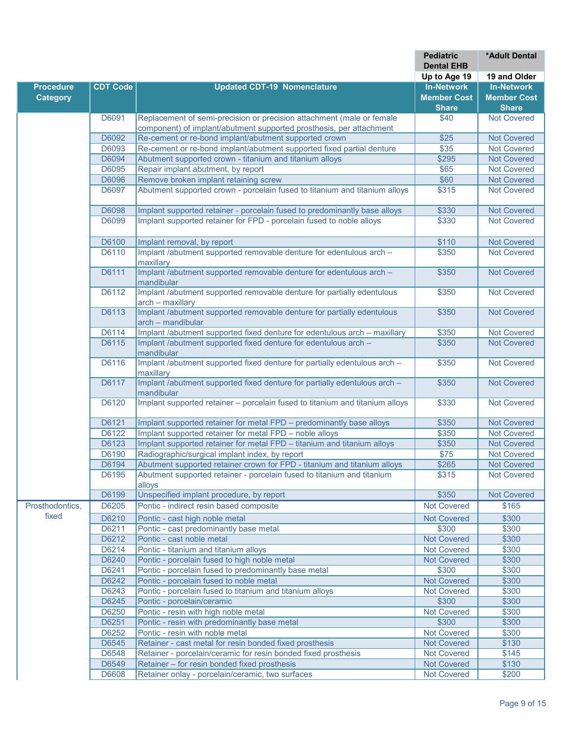| | | | Pediatric Dental EHB | *Adult Dental |
|---|---|---|---|---|
| | | | Up to Age 19 | 19 and Older |
| **Procedure Category** | **CDT Code** | **Updated CDT-19 Nomenclature** | **In-Network Member Cost Share** | **In-Network Member Cost Share** |
| | D6091 | Replacement of semi-precision or precision attachment (male or female component) of implant/abutment supported prosthesis, per attachment | $40 | Not Covered |
| | D6092 | Re-cement or re-bond implant/abutment supported crown | $25 | Not Covered |
| | D6093 | Re-cement or re-bond implant/abutment supported fixed partial denture | $35 | Not Covered |
| | D6094 | Abutment supported crown - titanium and titanium alloys | $295 | Not Covered |
| | D6095 | Repair implant abutment, by report | $65 | Not Covered |
| | D6096 | Remove broken implant retaining screw | $60 | Not Covered |
| | D6097 | Abutment supported crown - porcelain fused to titanium and titanium alloys | $315 | Not Covered |
| | D6098 | Implant supported retainer - porcelain fused to predominantly base alloys | $330 | Not Covered |
| | D6099 | Implant supported retainer for FPD - porcelain fused to noble alloys | $330 | Not Covered |
| | D6100 | Implant removal, by report | $110 | Not Covered |
| | D6110 | Implant /abutment supported removable denture for edentulous arch – maxillary | $350 | Not Covered |
| | D6111 | Implant /abutment supported removable denture for edentulous arch – mandibular | $350 | Not Covered |
| | D6112 | Implant /abutment supported removable denture for partially edentulous arch – maxillary | $350 | Not Covered |
| | D6113 | Implant /abutment supported removable denture for partially edentulous arch – mandibular | $350 | Not Covered |
| | D6114 | Implant /abutment supported fixed denture for edentulous arch – maxillary | $350 | Not Covered |
| | D6115 | Implant /abutment supported fixed denture for edentulous arch – mandibular | $350 | Not Covered |
| | D6116 | Implant /abutment supported fixed denture for partially edentulous arch – maxillary | $350 | Not Covered |
| | D6117 | Implant /abutment supported fixed denture for partially edentulous arch – mandibular | $350 | Not Covered |
| | D6120 | Implant supported retainer – porcelain fused to titanium and titanium alloys | $330 | Not Covered |
| | D6121 | Implant supported retainer for metal FPD – predominantly base alloys | $350 | Not Covered |
| | D6122 | Implant supported retainer for metal FPD – noble alloys | $350 | Not Covered |
| | D6123 | Implant supported retainer for metal FPD – titanium and titanium alloys | $350 | Not Covered |
| | D6190 | Radiographic/surgical implant index, by report | $75 | Not Covered |
| | D6194 | Abutment supported retainer crown for FPD - titanium and titanium alloys | $265 | Not Covered |
| | D6195 | Abutment supported retainer - porcelain fused to titanium and titanium alloys | $315 | Not Covered |
| | D6199 | Unspecified implant procedure, by report | $350 | Not Covered |
| Prosthodontics, fixed | D6205 | Pontic - indirect resin based composite | Not Covered | $165 |
| | D6210 | Pontic - cast high noble metal | Not Covered | $300 |
| | D6211 | Pontic - cast predominantly base metal | $300 | $300 |
| | D6212 | Pontic - cast noble metal | Not Covered | $300 |
| | D6214 | Pontic - titanium and titanium alloys | Not Covered | $300 |
| | D6240 | Pontic - porcelain fused to high noble metal | Not Covered | $300 |
| | D6241 | Pontic - porcelain fused to predominantly base metal | $300 | $300 |
| | D6242 | Pontic - porcelain fused to noble metal | Not Covered | $300 |
| | D6243 | Pontic - porcelain fused to titanium and titanium alloys | Not Covered | $300 |
| | D6245 | Pontic - porcelain/ceramic | $300 | $300 |
| | D6250 | Pontic - resin with high noble metal | Not Covered | $300 |
| | D6251 | Pontic - resin with predominantly base metal | $300 | $300 |
| | D6252 | Pontic - resin with noble metal | Not Covered | $300 |
| | D6545 | Retainer - cast metal for resin bonded fixed prosthesis | Not Covered | $130 |
| | D6548 | Retainer - porcelain/ceramic for resin bonded fixed prosthesis | Not Covered | $145 |
| | D6549 | Retainer – for resin bonded fixed prosthesis | Not Covered | $130 |
| | D6608 | Retainer onlay - porcelain/ceramic, two surfaces | Not Covered | $200 |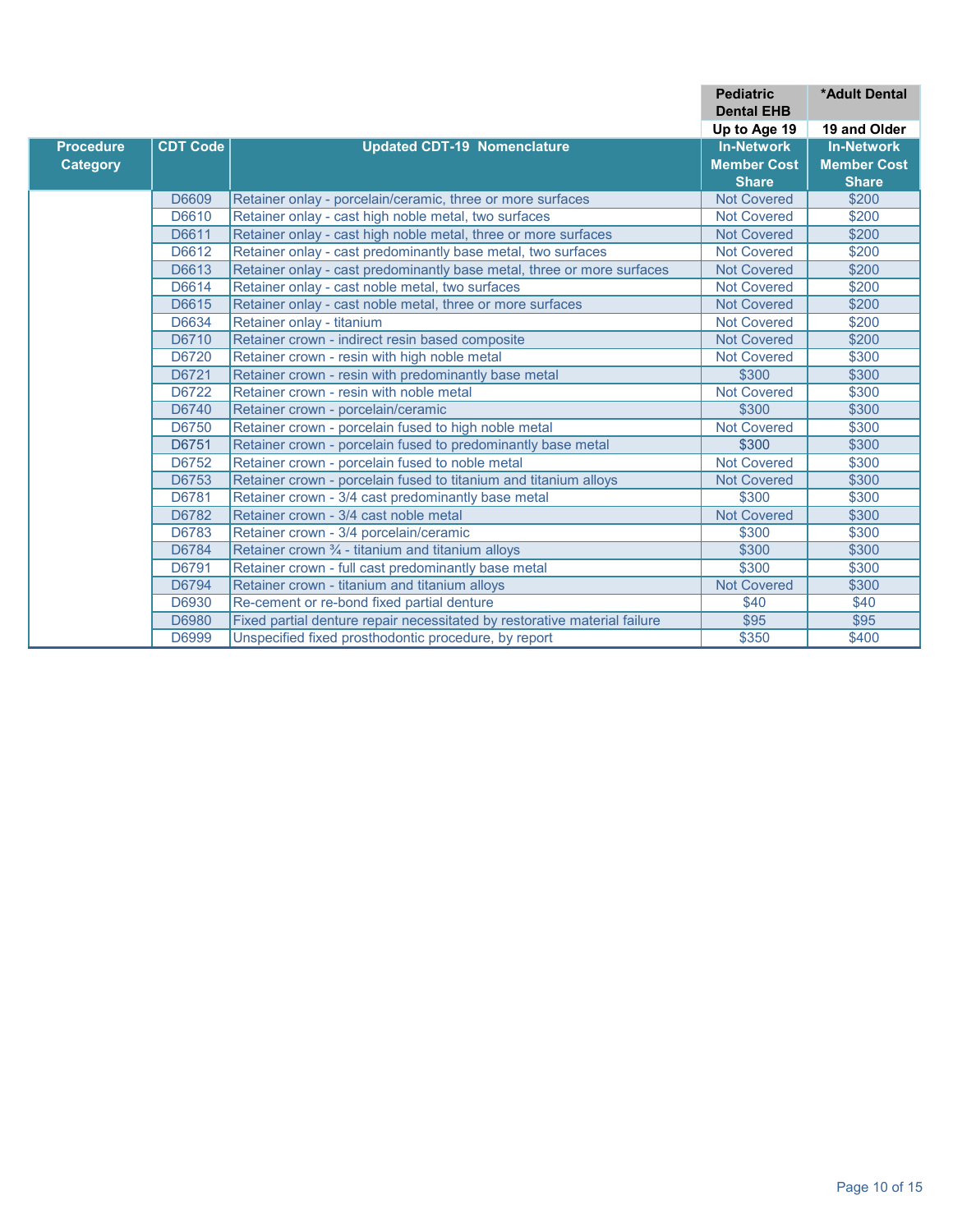| | | | Pediatric Dental EHB | *Adult Dental |
|---|---|---|---|---|
| | | | Up to Age 19 | 19 and Older |
| Procedure Category | CDT Code | Updated CDT-19 Nomenclature | In-Network Member Cost Share | In-Network Member Cost Share |
| | D6609 | Retainer onlay - porcelain/ceramic, three or more surfaces | Not Covered | $200 |
| | D6610 | Retainer onlay - cast high noble metal, two surfaces | Not Covered | $200 |
| | D6611 | Retainer onlay - cast high noble metal, three or more surfaces | Not Covered | $200 |
| | D6612 | Retainer onlay - cast predominantly base metal, two surfaces | Not Covered | $200 |
| | D6613 | Retainer onlay - cast predominantly base metal, three or more surfaces | Not Covered | $200 |
| | D6614 | Retainer onlay - cast noble metal, two surfaces | Not Covered | $200 |
| | D6615 | Retainer onlay - cast noble metal, three or more surfaces | Not Covered | $200 |
| | D6634 | Retainer onlay - titanium | Not Covered | $200 |
| | D6710 | Retainer crown - indirect resin based composite | Not Covered | $200 |
| | D6720 | Retainer crown - resin with high noble metal | Not Covered | $300 |
| | D6721 | Retainer crown - resin with predominantly base metal | $300 | $300 |
| | D6722 | Retainer crown - resin with noble metal | Not Covered | $300 |
| | D6740 | Retainer crown - porcelain/ceramic | $300 | $300 |
| | D6750 | Retainer crown - porcelain fused to high noble metal | Not Covered | $300 |
| | D6751 | Retainer crown - porcelain fused to predominantly base metal | $300 | $300 |
| | D6752 | Retainer crown - porcelain fused to noble metal | Not Covered | $300 |
| | D6753 | Retainer crown - porcelain fused to titanium and titanium alloys | Not Covered | $300 |
| | D6781 | Retainer crown - 3/4 cast predominantly base metal | $300 | $300 |
| | D6782 | Retainer crown - 3/4 cast noble metal | Not Covered | $300 |
| | D6783 | Retainer crown - 3/4 porcelain/ceramic | $300 | $300 |
| | D6784 | Retainer crown ¾ - titanium and titanium alloys | $300 | $300 |
| | D6791 | Retainer crown - full cast predominantly base metal | $300 | $300 |
| | D6794 | Retainer crown - titanium and titanium alloys | Not Covered | $300 |
| | D6930 | Re-cement or re-bond fixed partial denture | $40 | $40 |
| | D6980 | Fixed partial denture repair necessitated by restorative material failure | $95 | $95 |
| | D6999 | Unspecified fixed prosthodontic procedure, by report | $350 | $400 |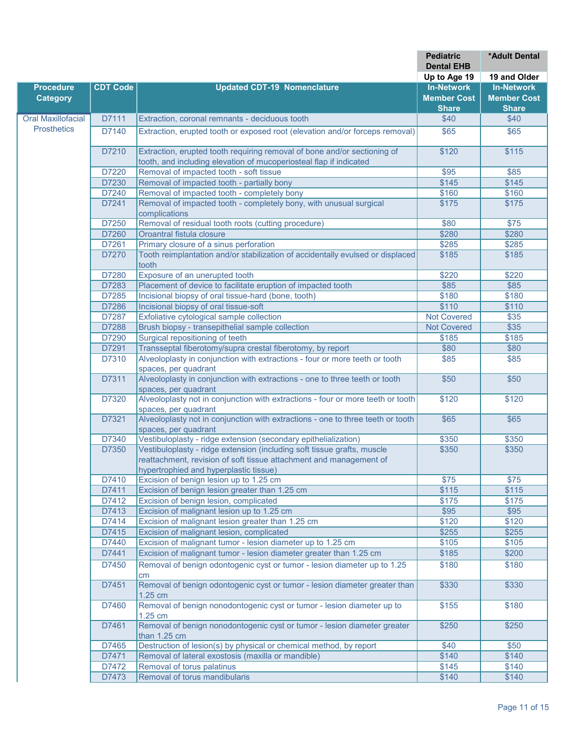| | | | Pediatric Dental EHB | *Adult Dental |
|---|---|---|---|---|
| | | | Up to Age 19 | 19 and Older |
| **Procedure Category** | **CDT Code** | **Updated CDT-19 Nomenclature** | **In-Network Member Cost Share** | **In-Network Member Cost Share** |
| Oral Maxillofacial Prosthetics | D7111 | Extraction, coronal remnants - deciduous tooth | $40 | $40 |
| | D7140 | Extraction, erupted tooth or exposed root (elevation and/or forceps removal) | $65 | $65 |
| | D7210 | Extraction, erupted tooth requiring removal of bone and/or sectioning of tooth, and including elevation of mucoperiosteal flap if indicated | $120 | $115 |
| | D7220 | Removal of impacted tooth - soft tissue | $95 | $85 |
| | D7230 | Removal of impacted tooth - partially bony | $145 | $145 |
| | D7240 | Removal of impacted tooth - completely bony | $160 | $160 |
| | D7241 | Removal of impacted tooth - completely bony, with unusual surgical complications | $175 | $175 |
| | D7250 | Removal of residual tooth roots (cutting procedure) | $80 | $75 |
| | D7260 | Oroantral fistula closure | $280 | $280 |
| | D7261 | Primary closure of a sinus perforation | $285 | $285 |
| | D7270 | Tooth reimplantation and/or stabilization of accidentally evulsed or displaced tooth | $185 | $185 |
| | D7280 | Exposure of an unerupted tooth | $220 | $220 |
| | D7283 | Placement of device to facilitate eruption of impacted tooth | $85 | $85 |
| | D7285 | Incisional biopsy of oral tissue-hard (bone, tooth) | $180 | $180 |
| | D7286 | Incisional biopsy of oral tissue-soft | $110 | $110 |
| | D7287 | Exfoliative cytological sample collection | Not Covered | $35 |
| | D7288 | Brush biopsy - transepithelial sample collection | Not Covered | $35 |
| | D7290 | Surgical repositioning of teeth | $185 | $185 |
| | D7291 | Transseptal fiberotomy/supra crestal fiberotomy, by report | $80 | $80 |
| | D7310 | Alveoloplasty in conjunction with extractions - four or more teeth or tooth spaces, per quadrant | $85 | $85 |
| | D7311 | Alveoloplasty in conjunction with extractions - one to three teeth or tooth spaces, per quadrant | $50 | $50 |
| | D7320 | Alveoloplasty not in conjunction with extractions - four or more teeth or tooth spaces, per quadrant | $120 | $120 |
| | D7321 | Alveoloplasty not in conjunction with extractions - one to three teeth or tooth spaces, per quadrant | $65 | $65 |
| | D7340 | Vestibuloplasty - ridge extension (secondary epithelialization) | $350 | $350 |
| | D7350 | Vestibuloplasty - ridge extension (including soft tissue grafts, muscle reattachment, revision of soft tissue attachment and management of hypertrophied and hyperplastic tissue) | $350 | $350 |
| | D7410 | Excision of benign lesion up to 1.25 cm | $75 | $75 |
| | D7411 | Excision of benign lesion greater than 1.25 cm | $115 | $115 |
| | D7412 | Excision of benign lesion, complicated | $175 | $175 |
| | D7413 | Excision of malignant lesion up to 1.25 cm | $95 | $95 |
| | D7414 | Excision of malignant lesion greater than 1.25 cm | $120 | $120 |
| | D7415 | Excision of malignant lesion, complicated | $255 | $255 |
| | D7440 | Excision of malignant tumor - lesion diameter up to 1.25 cm | $105 | $105 |
| | D7441 | Excision of malignant tumor - lesion diameter greater than 1.25 cm | $185 | $200 |
| | D7450 | Removal of benign odontogenic cyst or tumor - lesion diameter up to 1.25 cm | $180 | $180 |
| | D7451 | Removal of benign odontogenic cyst or tumor - lesion diameter greater than 1.25 cm | $330 | $330 |
| | D7460 | Removal of benign nonodontogenic cyst or tumor - lesion diameter up to 1.25 cm | $155 | $180 |
| | D7461 | Removal of benign nonodontogenic cyst or tumor - lesion diameter greater than 1.25 cm | $250 | $250 |
| | D7465 | Destruction of lesion(s) by physical or chemical method, by report | $40 | $50 |
| | D7471 | Removal of lateral exostosis (maxilla or mandible) | $140 | $140 |
| | D7472 | Removal of torus palatinus | $145 | $140 |
| | D7473 | Removal of torus mandibularis | $140 | $140 |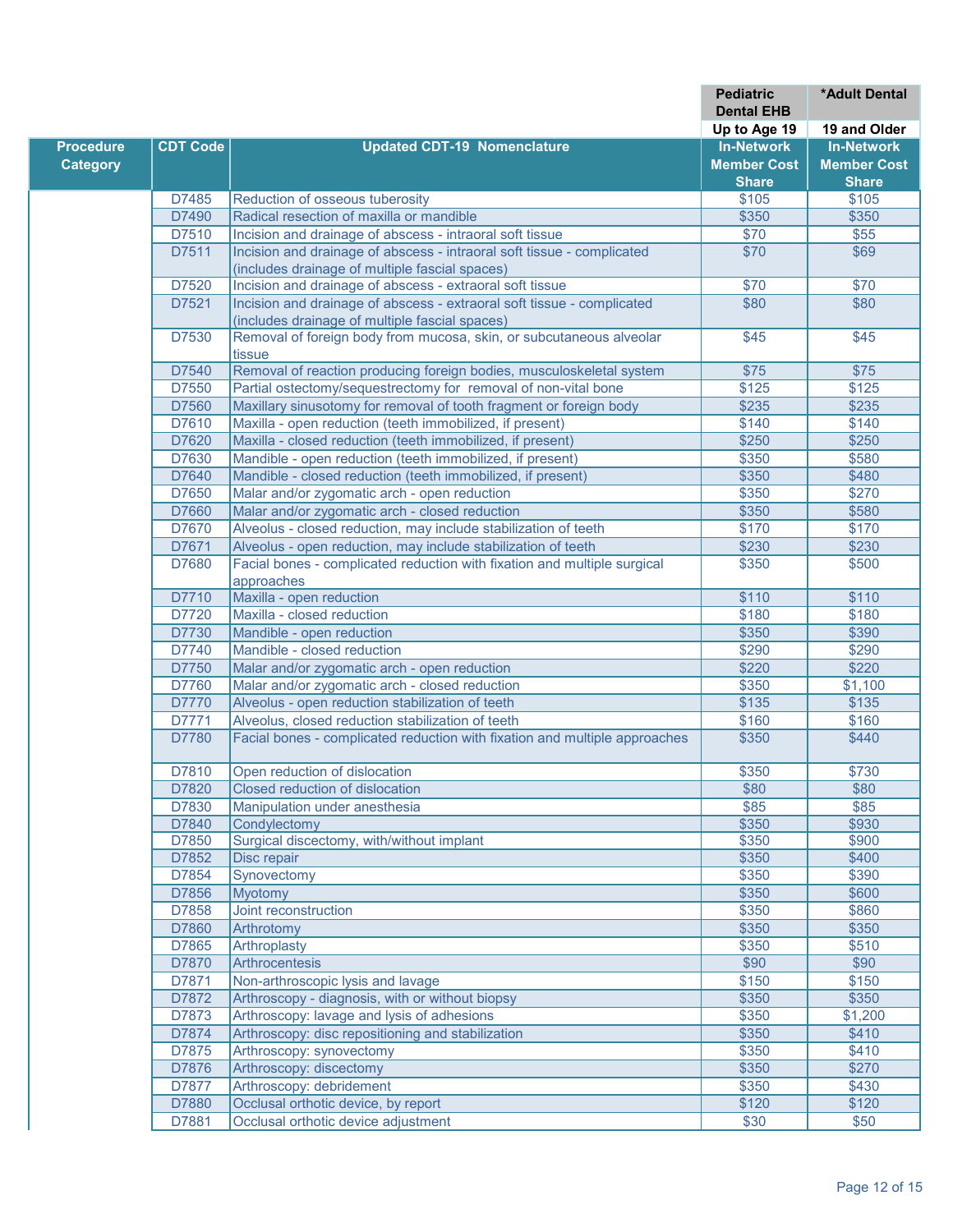| Procedure Category | CDT Code | Updated CDT-19 Nomenclature | Pediatric Dental EHB<br>Up to Age 19<br>In-Network Member Cost Share | *Adult Dental<br>19 and Older<br>In-Network Member Cost Share |
|---|---|---|---|---|
| | D7485 | Reduction of osseous tuberosity | $105 | $105 |
| | D7490 | Radical resection of maxilla or mandible | $350 | $350 |
| | D7510 | Incision and drainage of abscess - intraoral soft tissue | $70 | $55 |
| | D7511 | Incision and drainage of abscess - intraoral soft tissue - complicated (includes drainage of multiple fascial spaces) | $70 | $69 |
| | D7520 | Incision and drainage of abscess - extraoral soft tissue | $70 | $70 |
| | D7521 | Incision and drainage of abscess - extraoral soft tissue - complicated (includes drainage of multiple fascial spaces) | $80 | $80 |
| | D7530 | Removal of foreign body from mucosa, skin, or subcutaneous alveolar tissue | $45 | $45 |
| | D7540 | Removal of reaction producing foreign bodies, musculoskeletal system | $75 | $75 |
| | D7550 | Partial ostectomy/sequestrectomy for removal of non-vital bone | $125 | $125 |
| | D7560 | Maxillary sinusotomy for removal of tooth fragment or foreign body | $235 | $235 |
| | D7610 | Maxilla - open reduction (teeth immobilized, if present) | $140 | $140 |
| | D7620 | Maxilla - closed reduction (teeth immobilized, if present) | $250 | $250 |
| | D7630 | Mandible - open reduction (teeth immobilized, if present) | $350 | $580 |
| | D7640 | Mandible - closed reduction (teeth immobilized, if present) | $350 | $480 |
| | D7650 | Malar and/or zygomatic arch - open reduction | $350 | $270 |
| | D7660 | Malar and/or zygomatic arch - closed reduction | $350 | $580 |
| | D7670 | Alveolus - closed reduction, may include stabilization of teeth | $170 | $170 |
| | D7671 | Alveolus - open reduction, may include stabilization of teeth | $230 | $230 |
| | D7680 | Facial bones - complicated reduction with fixation and multiple surgical approaches | $350 | $500 |
| | D7710 | Maxilla - open reduction | $110 | $110 |
| | D7720 | Maxilla - closed reduction | $180 | $180 |
| | D7730 | Mandible - open reduction | $350 | $390 |
| | D7740 | Mandible - closed reduction | $290 | $290 |
| | D7750 | Malar and/or zygomatic arch - open reduction | $220 | $220 |
| | D7760 | Malar and/or zygomatic arch - closed reduction | $350 | $1,100 |
| | D7770 | Alveolus - open reduction stabilization of teeth | $135 | $135 |
| | D7771 | Alveolus, closed reduction stabilization of teeth | $160 | $160 |
| | D7780 | Facial bones - complicated reduction with fixation and multiple approaches | $350 | $440 |
| | D7810 | Open reduction of dislocation | $350 | $730 |
| | D7820 | Closed reduction of dislocation | $80 | $80 |
| | D7830 | Manipulation under anesthesia | $85 | $85 |
| | D7840 | Condylectomy | $350 | $930 |
| | D7850 | Surgical discectomy, with/without implant | $350 | $900 |
| | D7852 | Disc repair | $350 | $400 |
| | D7854 | Synovectomy | $350 | $390 |
| | D7856 | Myotomy | $350 | $600 |
| | D7858 | Joint reconstruction | $350 | $860 |
| | D7860 | Arthrotomy | $350 | $350 |
| | D7865 | Arthroplasty | $350 | $510 |
| | D7870 | Arthrocentesis | $90 | $90 |
| | D7871 | Non-arthroscopic lysis and lavage | $150 | $150 |
| | D7872 | Arthroscopy - diagnosis, with or without biopsy | $350 | $350 |
| | D7873 | Arthroscopy: lavage and lysis of adhesions | $350 | $1,200 |
| | D7874 | Arthroscopy: disc repositioning and stabilization | $350 | $410 |
| | D7875 | Arthroscopy: synovectomy | $350 | $410 |
| | D7876 | Arthroscopy: discectomy | $350 | $270 |
| | D7877 | Arthroscopy: debridement | $350 | $430 |
| | D7880 | Occlusal orthotic device, by report | $120 | $120 |
| | D7881 | Occlusal orthotic device adjustment | $30 | $50 |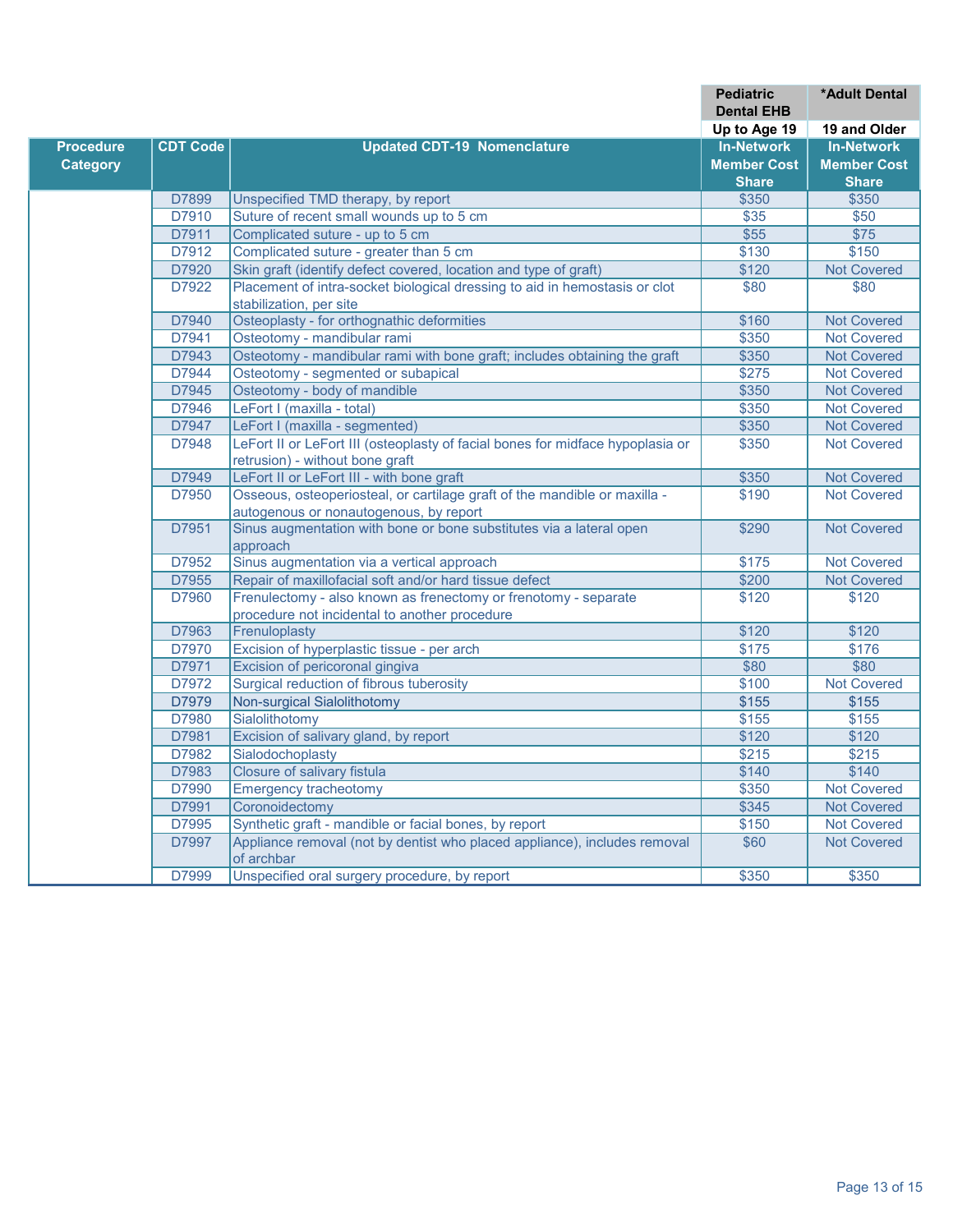| Procedure Category | CDT Code | Updated CDT-19 Nomenclature | Pediatric Dental EHB<br>Up to Age 19<br>In-Network Member Cost Share | *Adult Dental<br>19 and Older<br>In-Network Member Cost Share |
|---|---|---|---|---|
| | D7899 | Unspecified TMD therapy, by report | $350 | $350 |
| | D7910 | Suture of recent small wounds up to 5 cm | $35 | $50 |
| | D7911 | Complicated suture - up to 5 cm | $55 | $75 |
| | D7912 | Complicated suture - greater than 5 cm | $130 | $150 |
| | D7920 | Skin graft (identify defect covered, location and type of graft) | $120 | Not Covered |
| | D7922 | Placement of intra-socket biological dressing to aid in hemostasis or clot stabilization, per site | $80 | $80 |
| | D7940 | Osteoplasty - for orthognathic deformities | $160 | Not Covered |
| | D7941 | Osteotomy - mandibular rami | $350 | Not Covered |
| | D7943 | Osteotomy - mandibular rami with bone graft; includes obtaining the graft | $350 | Not Covered |
| | D7944 | Osteotomy - segmented or subapical | $275 | Not Covered |
| | D7945 | Osteotomy - body of mandible | $350 | Not Covered |
| | D7946 | LeFort I (maxilla - total) | $350 | Not Covered |
| | D7947 | LeFort I (maxilla - segmented) | $350 | Not Covered |
| | D7948 | LeFort II or LeFort III (osteoplasty of facial bones for midface hypoplasia or retrusion) - without bone graft | $350 | Not Covered |
| | D7949 | LeFort II or LeFort III - with bone graft | $350 | Not Covered |
| | D7950 | Osseous, osteoperiosteal, or cartilage graft of the mandible or maxilla - autogenous or nonautogenous, by report | $190 | Not Covered |
| | D7951 | Sinus augmentation with bone or bone substitutes via a lateral open approach | $290 | Not Covered |
| | D7952 | Sinus augmentation via a vertical approach | $175 | Not Covered |
| | D7955 | Repair of maxillofacial soft and/or hard tissue defect | $200 | Not Covered |
| | D7960 | Frenulectomy - also known as frenectomy or frenotomy - separate procedure not incidental to another procedure | $120 | $120 |
| | D7963 | Frenuloplasty | $120 | $120 |
| | D7970 | Excision of hyperplastic tissue - per arch | $175 | $176 |
| | D7971 | Excision of pericoronal gingiva | $80 | $80 |
| | D7972 | Surgical reduction of fibrous tuberosity | $100 | Not Covered |
| | D7979 | Non-surgical Sialolithotomy | $155 | $155 |
| | D7980 | Sialolithotomy | $155 | $155 |
| | D7981 | Excision of salivary gland, by report | $120 | $120 |
| | D7982 | Sialodochoplasty | $215 | $215 |
| | D7983 | Closure of salivary fistula | $140 | $140 |
| | D7990 | Emergency tracheotomy | $350 | Not Covered |
| | D7991 | Coronoidectomy | $345 | Not Covered |
| | D7995 | Synthetic graft - mandible or facial bones, by report | $150 | Not Covered |
| | D7997 | Appliance removal (not by dentist who placed appliance), includes removal of archbar | $60 | Not Covered |
| | D7999 | Unspecified oral surgery procedure, by report | $350 | $350 |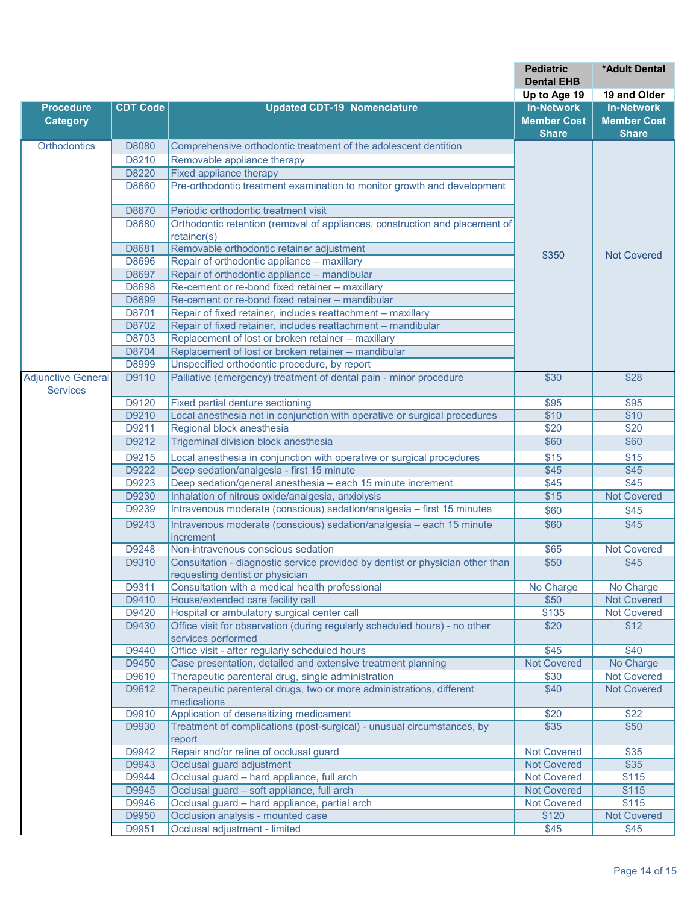| Procedure Category | CDT Code | Updated CDT-19 Nomenclature | Pediatric Dental EHB<br>Up to Age 19<br>In-Network Member Cost Share | *Adult Dental<br>19 and Older<br>In-Network Member Cost Share |
|---|---|---|---|---|
| Orthodontics | D8080 | Comprehensive orthodontic treatment of the adolescent dentition | $350 | Not Covered |
| | D8210 | Removable appliance therapy | | |
| | D8220 | Fixed appliance therapy | | |
| | D8660 | Pre-orthodontic treatment examination to monitor growth and development | | |
| | D8670 | Periodic orthodontic treatment visit | | |
| | D8680 | Orthodontic retention (removal of appliances, construction and placement of retainer(s) | | |
| | D8681 | Removable orthodontic retainer adjustment | | |
| | D8696 | Repair of orthodontic appliance – maxillary | | |
| | D8697 | Repair of orthodontic appliance – mandibular | | |
| | D8698 | Re-cement or re-bond fixed retainer – maxillary | | |
| | D8699 | Re-cement or re-bond fixed retainer – mandibular | | |
| | D8701 | Repair of fixed retainer, includes reattachment – maxillary | | |
| | D8702 | Repair of fixed retainer, includes reattachment – mandibular | | |
| | D8703 | Replacement of lost or broken retainer – maxillary | | |
| | D8704 | Replacement of lost or broken retainer – mandibular | | |
| | D8999 | Unspecified orthodontic procedure, by report | | |
| Adjunctive General Services | D9110 | Palliative (emergency) treatment of dental pain - minor procedure | $30 | $28 |
| | D9120 | Fixed partial denture sectioning | $95 | $95 |
| | D9210 | Local anesthesia not in conjunction with operative or surgical procedures | $10 | $10 |
| | D9211 | Regional block anesthesia | $20 | $20 |
| | D9212 | Trigeminal division block anesthesia | $60 | $60 |
| | D9215 | Local anesthesia in conjunction with operative or surgical procedures | $15 | $15 |
| | D9222 | Deep sedation/analgesia - first 15 minute | $45 | $45 |
| | D9223 | Deep sedation/general anesthesia – each 15 minute increment | $45 | $45 |
| | D9230 | Inhalation of nitrous oxide/analgesia, anxiolysis | $15 | Not Covered |
| | D9239 | Intravenous moderate (conscious) sedation/analgesia – first 15 minutes | $60 | $45 |
| | D9243 | Intravenous moderate (conscious) sedation/analgesia – each 15 minute increment | $60 | $45 |
| | D9248 | Non-intravenous conscious sedation | $65 | Not Covered |
| | D9310 | Consultation - diagnostic service provided by dentist or physician other than requesting dentist or physician | $50 | $45 |
| | D9311 | Consultation with a medical health professional | No Charge | No Charge |
| | D9410 | House/extended care facility call | $50 | Not Covered |
| | D9420 | Hospital or ambulatory surgical center call | $135 | Not Covered |
| | D9430 | Office visit for observation (during regularly scheduled hours) - no other services performed | $20 | $12 |
| | D9440 | Office visit - after regularly scheduled hours | $45 | $40 |
| | D9450 | Case presentation, detailed and extensive treatment planning | Not Covered | No Charge |
| | D9610 | Therapeutic parenteral drug, single administration | $30 | Not Covered |
| | D9612 | Therapeutic parenteral drugs, two or more administrations, different medications | $40 | Not Covered |
| | D9910 | Application of desensitizing medicament | $20 | $22 |
| | D9930 | Treatment of complications (post-surgical) - unusual circumstances, by report | $35 | $50 |
| | D9942 | Repair and/or reline of occlusal guard | Not Covered | $35 |
| | D9943 | Occlusal guard adjustment | Not Covered | $35 |
| | D9944 | Occlusal guard – hard appliance, full arch | Not Covered | $115 |
| | D9945 | Occlusal guard – soft appliance, full arch | Not Covered | $115 |
| | D9946 | Occlusal guard – hard appliance, partial arch | Not Covered | $115 |
| | D9950 | Occlusion analysis - mounted case | $120 | Not Covered |
| | D9951 | Occlusal adjustment - limited | $45 | $45 |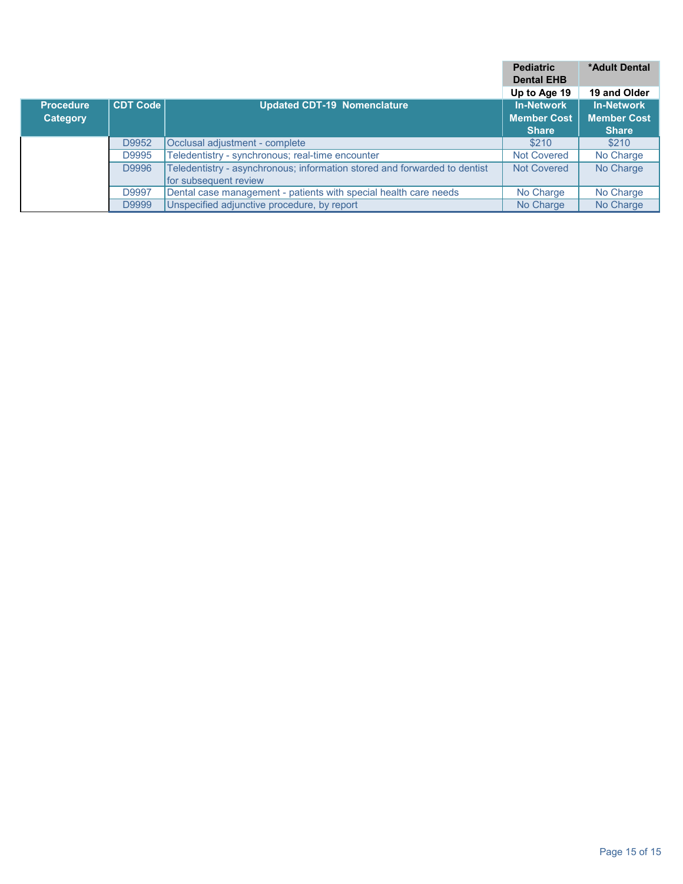| | | | Pediatric Dental EHB | *Adult Dental |
|---|---|---|---|---|
| | | | Up to Age 19 | 19 and Older |
| Procedure Category | CDT Code | Updated CDT-19 Nomenclature | In-Network Member Cost Share | In-Network Member Cost Share |
| | D9952 | Occlusal adjustment - complete | $210 | $210 |
| | D9995 | Teledentistry - synchronous; real-time encounter | Not Covered | No Charge |
| | D9996 | Teledentistry - asynchronous; information stored and forwarded to dentist for subsequent review | Not Covered | No Charge |
| | D9997 | Dental case management - patients with special health care needs | No Charge | No Charge |
| | D9999 | Unspecified adjunctive procedure, by report | No Charge | No Charge |